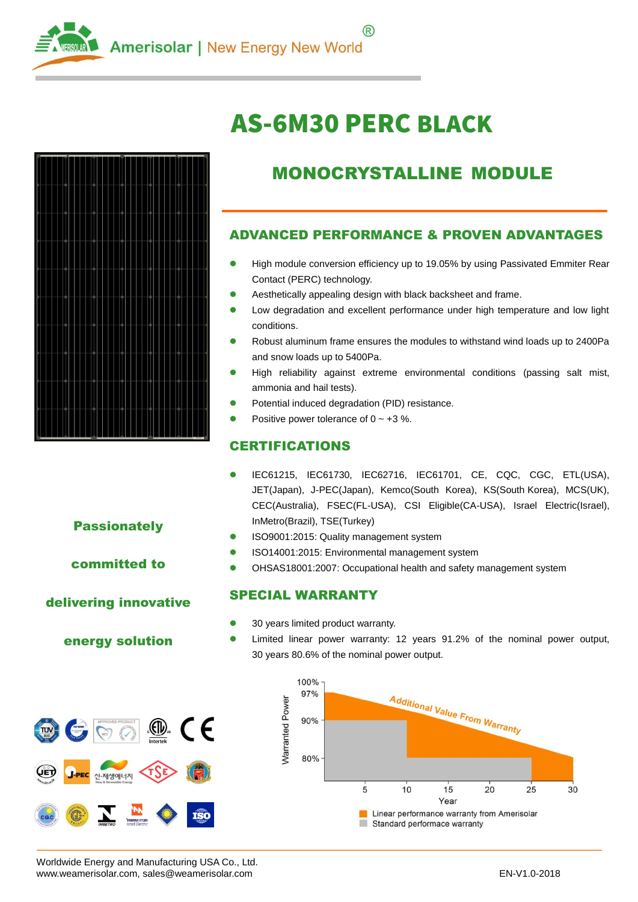Amerisolar | New Energy New World ®

# AS-6M30 PERC BLACK

## MONOCRYSTALLINE MODULE

### ADVANCED PERFORMANCE & PROVEN ADVANTAGES

- High module conversion efficiency up to 19.05% by using Passivated Emmiter Rear Contact (PERC) technology.
- Aesthetically appealing design with black backsheet and frame.
- Low degradation and excellent performance under high temperature and low light conditions.
- Robust aluminum frame ensures the modules to withstand wind loads up to 2400Pa and snow loads up to 5400Pa.
- High reliability against extreme environmental conditions (passing salt mist, ammonia and hail tests).
- Potential induced degradation (PID) resistance.
- Positive power tolerance of 0 ~ +3 %.

### CERTIFICATIONS

- IEC61215, IEC61730, IEC62716, IEC61701, CE, CQC, CGC, ETL(USA), JET(Japan), J-PEC(Japan), Kemco(South Korea), KS(South Korea), MCS(UK), CEC(Australia), FSEC(FL-USA), CSI Eligible(CA-USA), Israel Electric(Israel), InMetro(Brazil), TSE(Turkey)
- ISO9001:2015: Quality management system
- ISO14001:2015: Environmental management system
- OHSAS18001:2007: Occupational health and safety management system

**Passionately committed to delivering innovative energy solution**

### SPECIAL WARRANTY

- 30 years limited product warranty.
- Limited linear power warranty: 12 years 91.2% of the nominal power output, 30 years 80.6% of the nominal power output.

Warranted Power: 100%, 97%, 90%, 80%

Year: 5, 10, 15, 20, 25, 30

Additional Value From Warranty

- Linear performance warranty from Amerisolar
- Standard performace warranty

Worldwide Energy and Manufacturing USA Co., Ltd.
www.weamerisolar.com, sales@weamerisolar.com

EN-V1.0-2018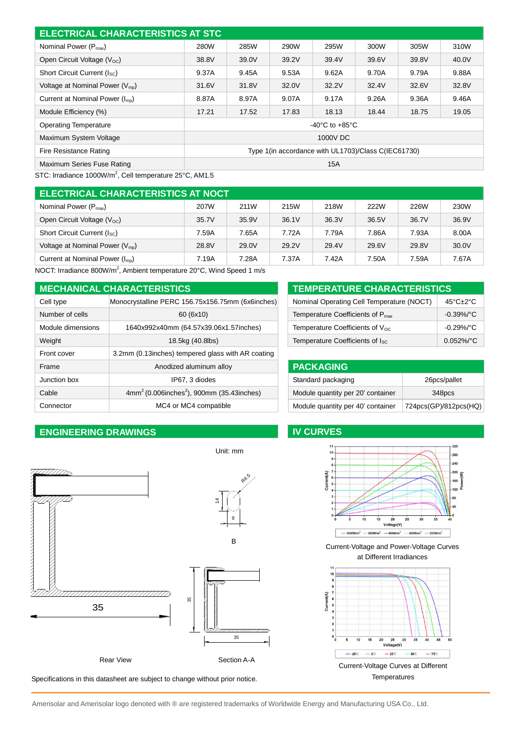## ELECTRICAL CHARACTERISTICS AT STC

| | | | | | | | |
|---|---|---|---|---|---|---|---|
| Nominal Power ($P_{max}$) | 280W | 285W | 290W | 295W | 300W | 305W | 310W |
| Open Circuit Voltage ($V_{OC}$) | 38.8V | 39.0V | 39.2V | 39.4V | 39.6V | 39.8V | 40.0V |
| Short Circuit Current ($I_{SC}$) | 9.37A | 9.45A | 9.53A | 9.62A | 9.70A | 9.79A | 9.88A |
| Voltage at Nominal Power ($V_{mp}$) | 31.6V | 31.8V | 32.0V | 32.2V | 32.4V | 32.6V | 32.8V |
| Current at Nominal Power ($I_{mp}$) | 8.87A | 8.97A | 9.07A | 9.17A | 9.26A | 9.36A | 9.46A |
| Module Efficiency (%) | 17.21 | 17.52 | 17.83 | 18.13 | 18.44 | 18.75 | 19.05 |
| Operating Temperature | -40°C to +85°C | | | | | | |
| Maximum System Voltage | 1000V DC | | | | | | |
| Fire Resistance Rating | Type 1(in accordance with UL1703)/Class C(IEC61730) | | | | | | |
| Maximum Series Fuse Rating | 15A | | | | | | |

STC: Irradiance 1000W/m$^2$, Cell temperature 25°C, AM1.5

## ELECTRICAL CHARACTERISTICS AT NOCT

| | | | | | | | |
|---|---|---|---|---|---|---|---|
| Nominal Power ($P_{max}$) | 207W | 211W | 215W | 218W | 222W | 226W | 230W |
| Open Circuit Voltage ($V_{OC}$) | 35.7V | 35.9V | 36.1V | 36.3V | 36.5V | 36.7V | 36.9V |
| Short Circuit Current ($I_{SC}$) | 7.59A | 7.65A | 7.72A | 7.79A | 7.86A | 7.93A | 8.00A |
| Voltage at Nominal Power ($V_{mp}$) | 28.8V | 29.0V | 29.2V | 29.4V | 29.6V | 29.8V | 30.0V |
| Current at Nominal Power ($I_{mp}$) | 7.19A | 7.28A | 7.37A | 7.42A | 7.50A | 7.59A | 7.67A |

NOCT: Irradiance 800W/m$^2$, Ambient temperature 20°C, Wind Speed 1 m/s

## MECHANICAL CHARACTERISTICS

| | |
|---|---|
| Cell type | Monocrystalline PERC 156.75x156.75mm (6x6inches) |
| Number of cells | 60 (6x10) |
| Module dimensions | 1640x992x40mm (64.57x39.06x1.57inches) |
| Weight | 18.5kg (40.8lbs) |
| Front cover | 3.2mm (0.13inches) tempered glass with AR coating |
| Frame | Anodized aluminum alloy |
| Junction box | IP67, 3 diodes |
| Cable | 4mm$^2$ (0.006inches$^2$), 900mm (35.43inches) |
| Connector | MC4 or MC4 compatible |

## TEMPERATURE CHARACTERISTICS

| | |
|---|---|
| Nominal Operating Cell Temperature (NOCT) | 45°C±2°C |
| Temperature Coefficients of $P_{max}$ | -0.39%/°C |
| Temperature Coefficients of $V_{OC}$ | -0.29%/°C |
| Temperature Coefficients of $I_{SC}$ | 0.052%/°C |

## PACKAGING

| | |
|---|---|
| Standard packaging | 26pcs/pallet |
| Module quantity per 20' container | 348pcs |
| Module quantity per 40' container | 724pcs(GP)/812pcs(HQ) |

## ENGINEERING DRAWINGS

Unit: mm

R4.5

14

9

B

35

35

35

Rear View

Section A-A

Specifications in this datasheet are subject to change without prior notice.

## IV CURVES

Current(A)

Power(W)

Voltage(V)

1000W/m²  800W/m²  600W/m²  400W/m²  200W/m²

Current-Voltage and Power-Voltage Curves at Different Irradiances

Current(A)

Voltage(V)

-25℃  0℃  25℃  50℃  75℃

Current-Voltage Curves at Different Temperatures

Amerisolar and Amerisolar logo denoted with ® are registered trademarks of Worldwide Energy and Manufacturing USA Co., Ltd.